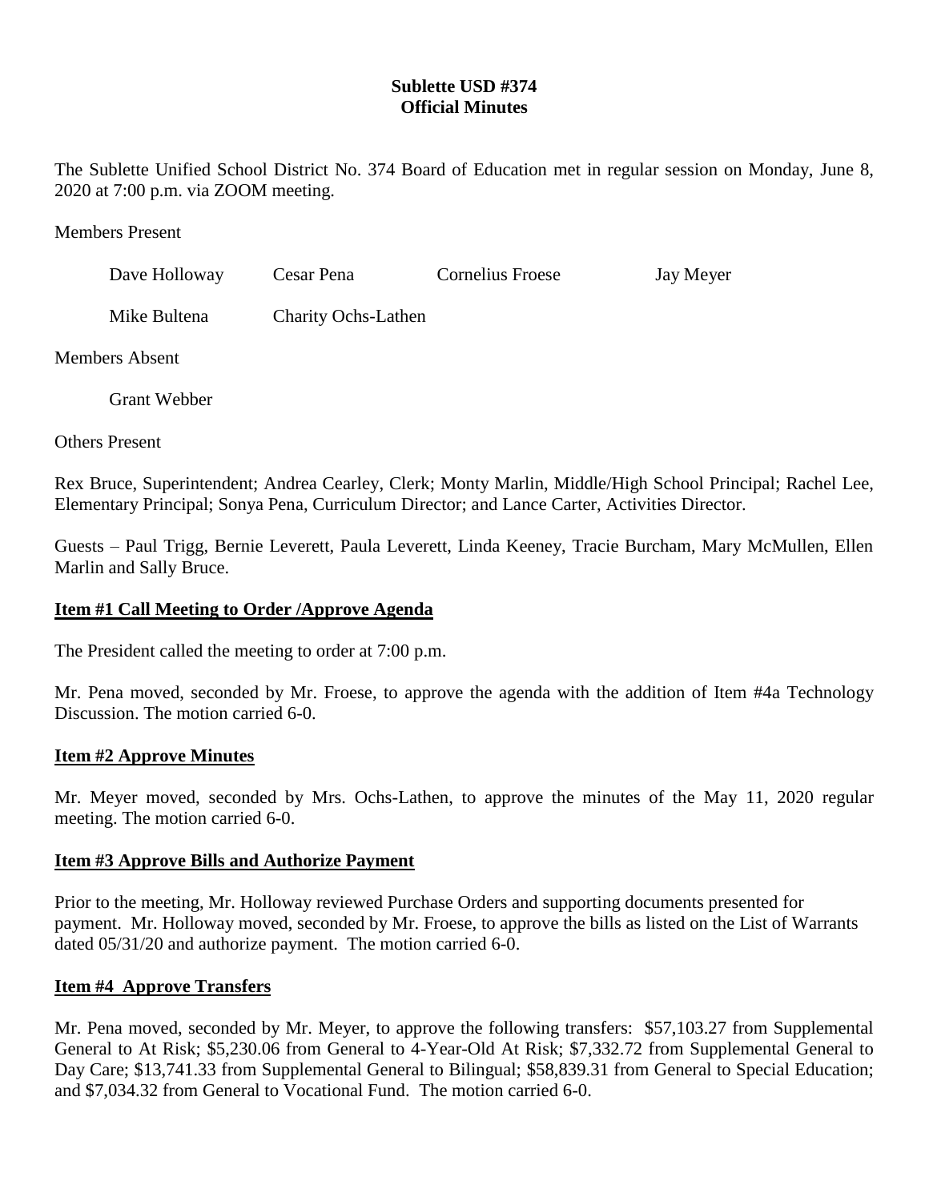# Sublette USD #374
## Official Minutes

The Sublette Unified School District No. 374 Board of Education met in regular session on Monday, June 8, 2020 at 7:00 p.m. via ZOOM meeting.

Members Present

Dave Holloway    Cesar Pena    Cornelius Froese    Jay Meyer

Mike Bultena    Charity Ochs-Lathen

Members Absent

Grant Webber

Others Present

Rex Bruce, Superintendent; Andrea Cearley, Clerk; Monty Marlin, Middle/High School Principal; Rachel Lee, Elementary Principal; Sonya Pena, Curriculum Director; and Lance Carter, Activities Director.

Guests – Paul Trigg, Bernie Leverett, Paula Leverett, Linda Keeney, Tracie Burcham, Mary McMullen, Ellen Marlin and Sally Bruce.

### Item #1 Call Meeting to Order /Approve Agenda

The President called the meeting to order at 7:00 p.m.

Mr. Pena moved, seconded by Mr. Froese, to approve the agenda with the addition of Item #4a Technology Discussion. The motion carried 6-0.

### Item #2 Approve Minutes

Mr. Meyer moved, seconded by Mrs. Ochs-Lathen, to approve the minutes of the May 11, 2020 regular meeting. The motion carried 6-0.

### Item #3 Approve Bills and Authorize Payment

Prior to the meeting, Mr. Holloway reviewed Purchase Orders and supporting documents presented for payment. Mr. Holloway moved, seconded by Mr. Froese, to approve the bills as listed on the List of Warrants dated 05/31/20 and authorize payment. The motion carried 6-0.

### Item #4 Approve Transfers

Mr. Pena moved, seconded by Mr. Meyer, to approve the following transfers: $57,103.27 from Supplemental General to At Risk; $5,230.06 from General to 4-Year-Old At Risk; $7,332.72 from Supplemental General to Day Care; $13,741.33 from Supplemental General to Bilingual; $58,839.31 from General to Special Education; and $7,034.32 from General to Vocational Fund. The motion carried 6-0.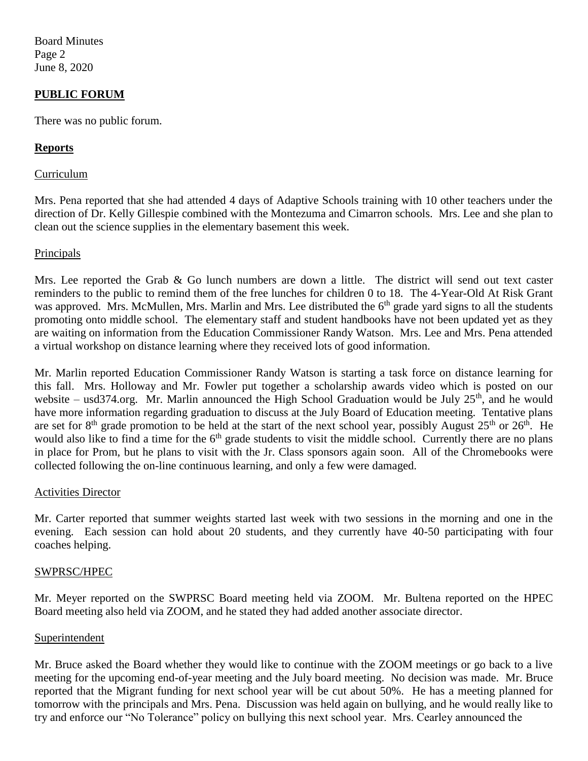## PUBLIC FORUM

There was no public forum.

## Reports

### Curriculum

Mrs. Pena reported that she had attended 4 days of Adaptive Schools training with 10 other teachers under the direction of Dr. Kelly Gillespie combined with the Montezuma and Cimarron schools. Mrs. Lee and she plan to clean out the science supplies in the elementary basement this week.

### Principals

Mrs. Lee reported the Grab & Go lunch numbers are down a little. The district will send out text caster reminders to the public to remind them of the free lunches for children 0 to 18. The 4-Year-Old At Risk Grant was approved. Mrs. McMullen, Mrs. Marlin and Mrs. Lee distributed the 6th grade yard signs to all the students promoting onto middle school. The elementary staff and student handbooks have not been updated yet as they are waiting on information from the Education Commissioner Randy Watson. Mrs. Lee and Mrs. Pena attended a virtual workshop on distance learning where they received lots of good information.

Mr. Marlin reported Education Commissioner Randy Watson is starting a task force on distance learning for this fall. Mrs. Holloway and Mr. Fowler put together a scholarship awards video which is posted on our website – usd374.org. Mr. Marlin announced the High School Graduation would be July 25th, and he would have more information regarding graduation to discuss at the July Board of Education meeting. Tentative plans are set for 8th grade promotion to be held at the start of the next school year, possibly August 25th or 26th. He would also like to find a time for the 6th grade students to visit the middle school. Currently there are no plans in place for Prom, but he plans to visit with the Jr. Class sponsors again soon. All of the Chromebooks were collected following the on-line continuous learning, and only a few were damaged.

### Activities Director

Mr. Carter reported that summer weights started last week with two sessions in the morning and one in the evening. Each session can hold about 20 students, and they currently have 40-50 participating with four coaches helping.

### SWPRSC/HPEC

Mr. Meyer reported on the SWPRSC Board meeting held via ZOOM. Mr. Bultena reported on the HPEC Board meeting also held via ZOOM, and he stated they had added another associate director.

### Superintendent

Mr. Bruce asked the Board whether they would like to continue with the ZOOM meetings or go back to a live meeting for the upcoming end-of-year meeting and the July board meeting. No decision was made. Mr. Bruce reported that the Migrant funding for next school year will be cut about 50%. He has a meeting planned for tomorrow with the principals and Mrs. Pena. Discussion was held again on bullying, and he would really like to try and enforce our "No Tolerance" policy on bullying this next school year. Mrs. Cearley announced the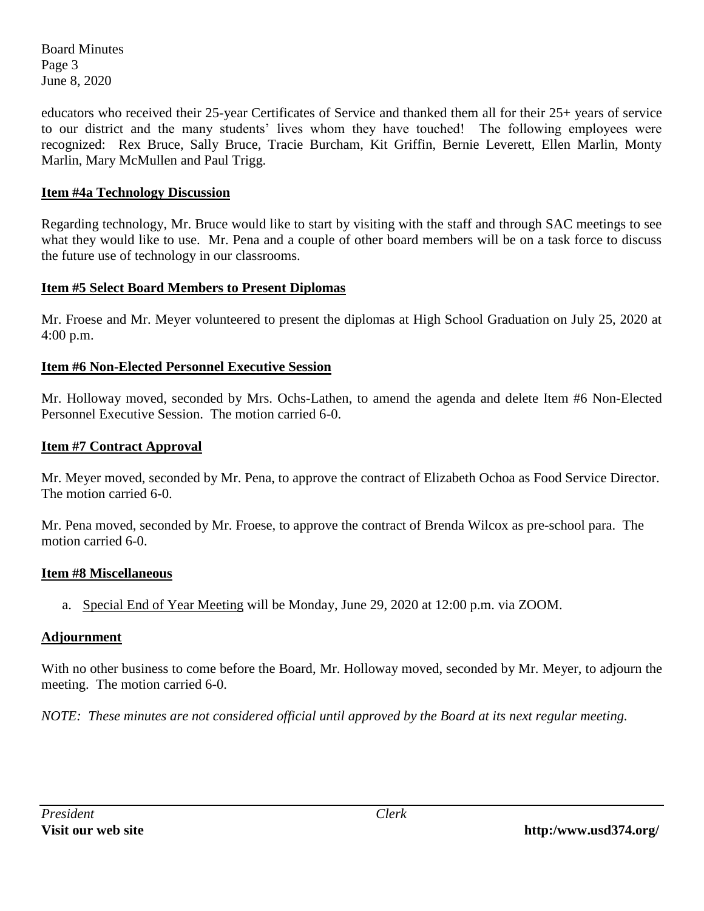educators who received their 25-year Certificates of Service and thanked them all for their 25+ years of service to our district and the many students' lives whom they have touched! The following employees were recognized: Rex Bruce, Sally Bruce, Tracie Burcham, Kit Griffin, Bernie Leverett, Ellen Marlin, Monty Marlin, Mary McMullen and Paul Trigg.

**Item #4a Technology Discussion**

Regarding technology, Mr. Bruce would like to start by visiting with the staff and through SAC meetings to see what they would like to use. Mr. Pena and a couple of other board members will be on a task force to discuss the future use of technology in our classrooms.

**Item #5 Select Board Members to Present Diplomas**

Mr. Froese and Mr. Meyer volunteered to present the diplomas at High School Graduation on July 25, 2020 at 4:00 p.m.

**Item #6 Non-Elected Personnel Executive Session**

Mr. Holloway moved, seconded by Mrs. Ochs-Lathen, to amend the agenda and delete Item #6 Non-Elected Personnel Executive Session. The motion carried 6-0.

**Item #7 Contract Approval**

Mr. Meyer moved, seconded by Mr. Pena, to approve the contract of Elizabeth Ochoa as Food Service Director. The motion carried 6-0.

Mr. Pena moved, seconded by Mr. Froese, to approve the contract of Brenda Wilcox as pre-school para. The motion carried 6-0.

**Item #8 Miscellaneous**

a. Special End of Year Meeting will be Monday, June 29, 2020 at 12:00 p.m. via ZOOM.

**Adjournment**

With no other business to come before the Board, Mr. Holloway moved, seconded by Mr. Meyer, to adjourn the meeting. The motion carried 6-0.

*NOTE: These minutes are not considered official until approved by the Board at its next regular meeting.*

*President* *Clerk*

**Visit our web site** **http:/www.usd374.org/**